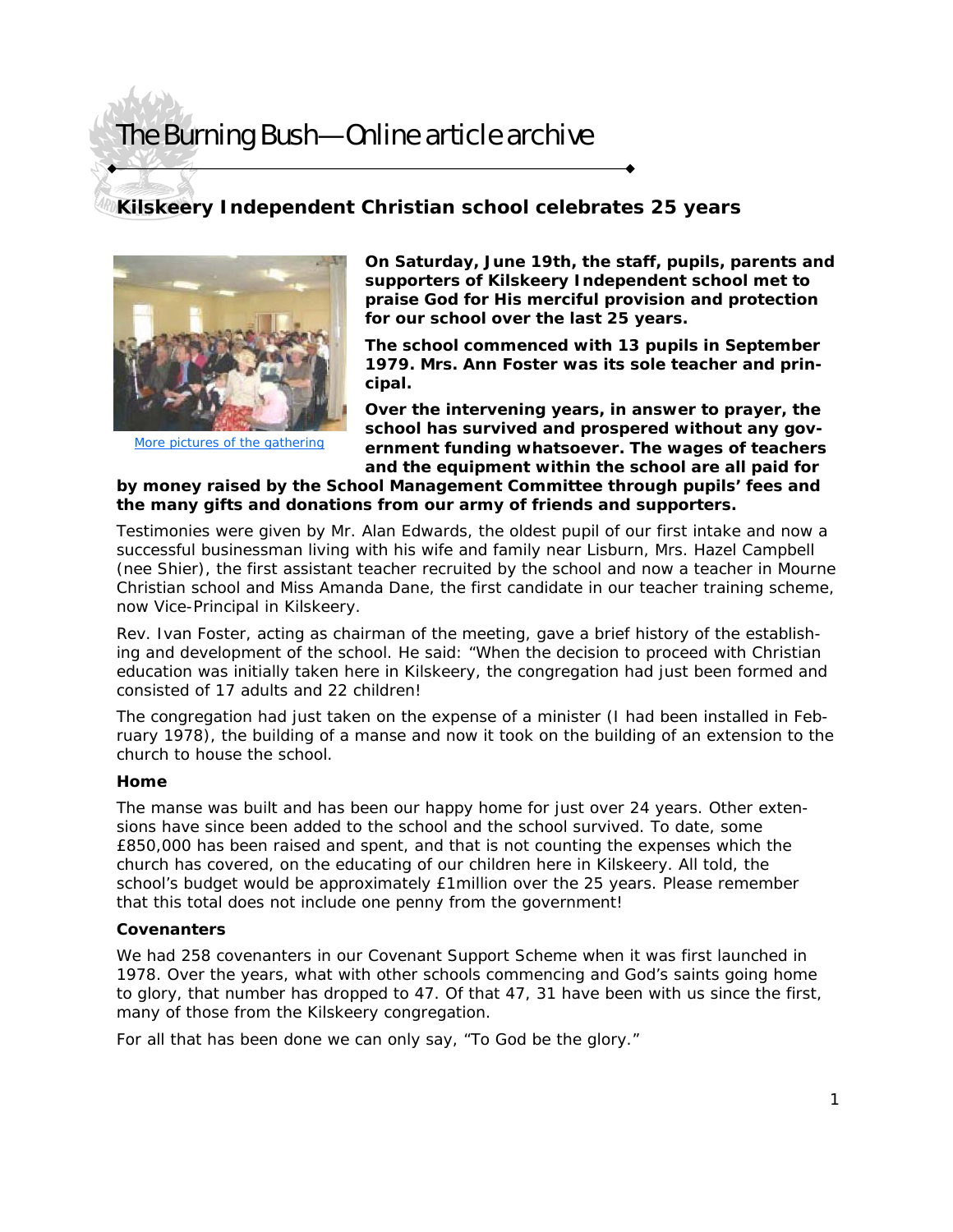# The Burning Bush—Online article archive

## Kilskeery Independent Christian school celebrates 25 years

More pictures of the gathering

**On Saturday, June 19th, the staff, pupils, parents and supporters of Kilskeery Independent school met to praise God for His merciful provision and protection for our school over the last 25 years.**

**The school commenced with 13 pupils in September 1979. Mrs. Ann Foster was its sole teacher and principal.**

**Over the intervening years, in answer to prayer, the school has survived and prospered without any government funding whatsoever. The wages of teachers and the equipment within the school are all paid for by money raised by the School Management Committee through pupils' fees and the many gifts and donations from our army of friends and supporters.**

Testimonies were given by Mr. Alan Edwards, the oldest pupil of our first intake and now a successful businessman living with his wife and family near Lisburn, Mrs. Hazel Campbell (nee Shier), the first assistant teacher recruited by the school and now a teacher in Mourne Christian school and Miss Amanda Dane, the first candidate in our teacher training scheme, now Vice-Principal in Kilskeery.

Rev. Ivan Foster, acting as chairman of the meeting, gave a brief history of the establishing and development of the school. He said: "When the decision to proceed with Christian education was initially taken here in Kilskeery, the congregation had just been formed and consisted of 17 adults and 22 children!

The congregation had just taken on the expense of a minister (I had been installed in February 1978), the building of a manse and now it took on the building of an extension to the church to house the school.

### Home

The manse was built and has been our happy home for just over 24 years. Other extensions have since been added to the school and the school survived. To date, some £850,000 has been raised and spent, and that is not counting the expenses which the church has covered, on the educating of our children here in Kilskeery. All told, the school's budget would be approximately £1million over the 25 years. Please remember that this total does not include one penny from the government!

### Covenanters

We had 258 covenanters in our Covenant Support Scheme when it was first launched in 1978. Over the years, what with other schools commencing and God's saints going home to glory, that number has dropped to 47. Of that 47, 31 have been with us since the first, many of those from the Kilskeery congregation.

For all that has been done we can only say, "To God be the glory."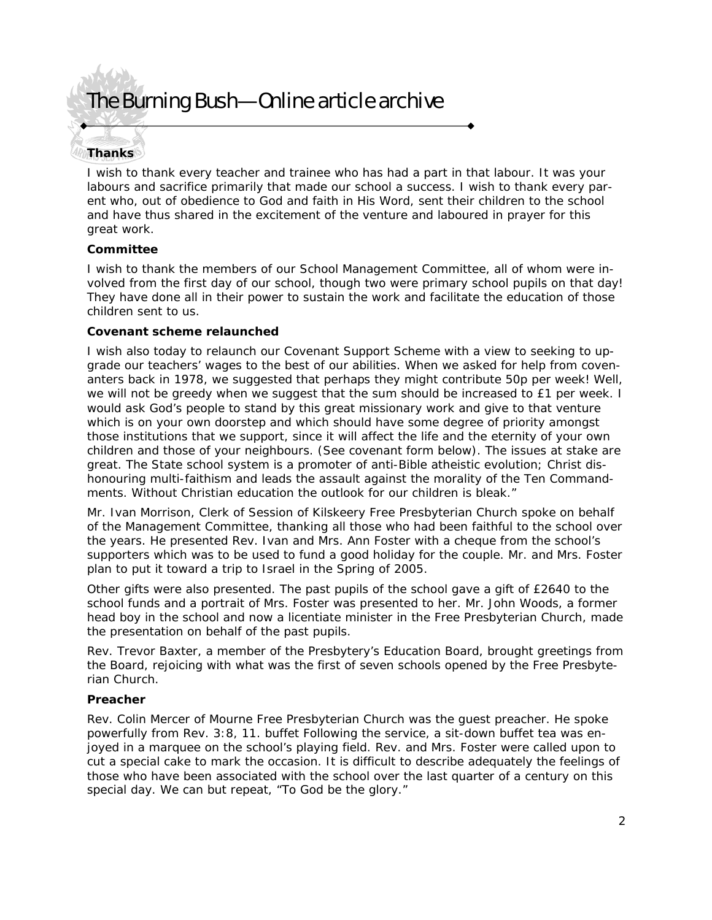### Thanks

I wish to thank every teacher and trainee who has had a part in that labour. It was your labours and sacrifice primarily that made our school a success. I wish to thank every parent who, out of obedience to God and faith in His Word, sent their children to the school and have thus shared in the excitement of the venture and laboured in prayer for this great work.

### Committee

I wish to thank the members of our School Management Committee, all of whom were involved from the first day of our school, though two were primary school pupils on that day! They have done all in their power to sustain the work and facilitate the education of those children sent to us.

### Covenant scheme relaunched

I wish also today to relaunch our Covenant Support Scheme with a view to seeking to upgrade our teachers' wages to the best of our abilities. When we asked for help from covenanters back in 1978, we suggested that perhaps they might contribute 50p per week! Well, we will not be greedy when we suggest that the sum should be increased to £1 per week. I would ask God's people to stand by this great missionary work and give to that venture which is on your own doorstep and which should have some degree of priority amongst those institutions that we support, since it will affect the life and the eternity of your own children and those of your neighbours. (See covenant form below). The issues at stake are great. The State school system is a promoter of anti-Bible atheistic evolution; Christ dishonouring multi-faithism and leads the assault against the morality of the Ten Commandments. Without Christian education the outlook for our children is bleak."

Mr. Ivan Morrison, Clerk of Session of Kilskeery Free Presbyterian Church spoke on behalf of the Management Committee, thanking all those who had been faithful to the school over the years. He presented Rev. Ivan and Mrs. Ann Foster with a cheque from the school's supporters which was to be used to fund a good holiday for the couple. Mr. and Mrs. Foster plan to put it toward a trip to Israel in the Spring of 2005.

Other gifts were also presented. The past pupils of the school gave a gift of £2640 to the school funds and a portrait of Mrs. Foster was presented to her. Mr. John Woods, a former head boy in the school and now a licentiate minister in the Free Presbyterian Church, made the presentation on behalf of the past pupils.

Rev. Trevor Baxter, a member of the Presbytery's Education Board, brought greetings from the Board, rejoicing with what was the first of seven schools opened by the Free Presbyterian Church.

### Preacher

Rev. Colin Mercer of Mourne Free Presbyterian Church was the guest preacher. He spoke powerfully from Rev. 3:8, 11. buffet Following the service, a sit-down buffet tea was enjoyed in a marquee on the school's playing field. Rev. and Mrs. Foster were called upon to cut a special cake to mark the occasion. It is difficult to describe adequately the feelings of those who have been associated with the school over the last quarter of a century on this special day. We can but repeat, "To God be the glory."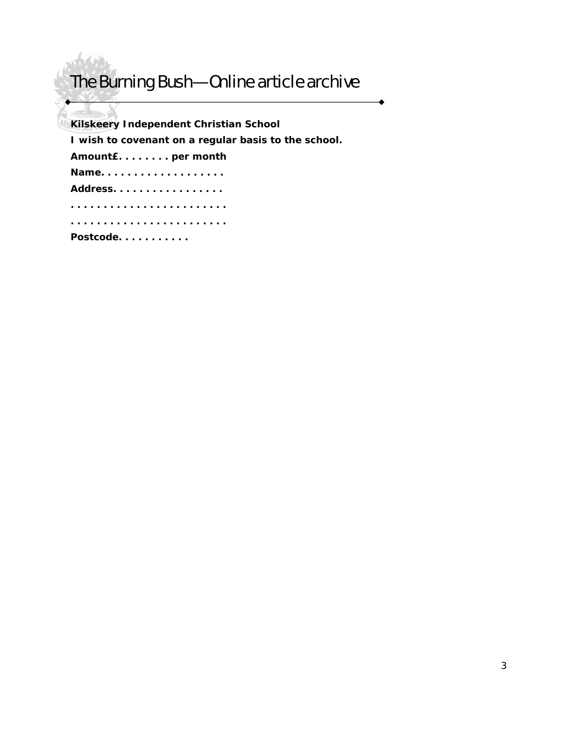**Kilskeery Independent Christian School**

**I wish to covenant on a regular basis to the school.**

**Amount£. . . . . . . . per month**

**Name. . . . . . . . . . . . . . . . . . .**

**Address. . . . . . . . . . . . . . . . .**

**. . . . . . . . . . . . . . . . . . . . . . . .**

**. . . . . . . . . . . . . . . . . . . . . . . .**

**Postcode. . . . . . . . . . .**